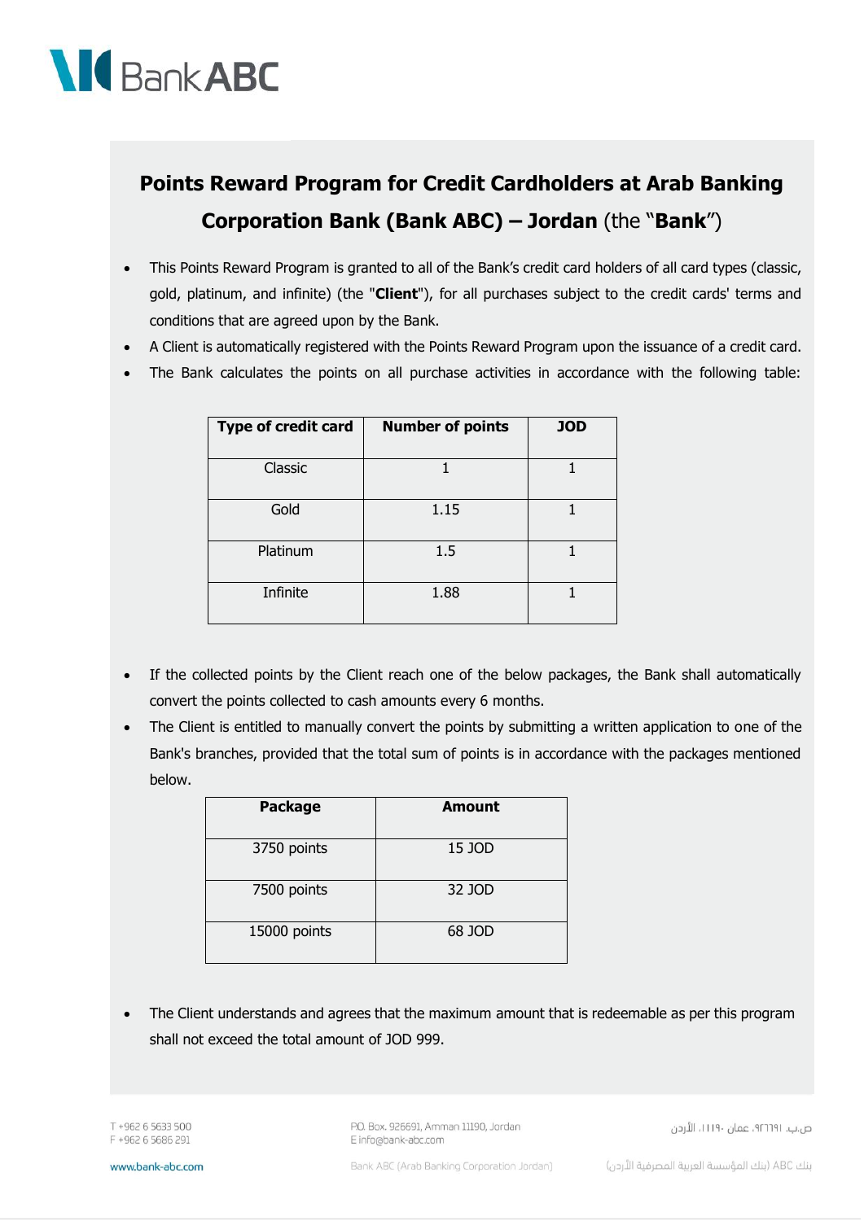# Points Reward Program for Credit Cardholders at Arab Banking Corporation Bank (Bank ABC) – Jordan (the "**Bank**")

- This Points Reward Program is granted to all of the Bank's credit card holders of all card types (classic, gold, platinum, and infinite) (the "**Client**"), for all purchases subject to the credit cards' terms and conditions that are agreed upon by the Bank.
- A Client is automatically registered with the Points Reward Program upon the issuance of a credit card.
- The Bank calculates the points on all purchase activities in accordance with the following table:

| Type of credit card | Number of points | JOD |
|---|---|---|
| Classic | 1 | 1 |
| Gold | 1.15 | 1 |
| Platinum | 1.5 | 1 |
| Infinite | 1.88 | 1 |

- If the collected points by the Client reach one of the below packages, the Bank shall automatically convert the points collected to cash amounts every 6 months.
- The Client is entitled to manually convert the points by submitting a written application to one of the Bank's branches, provided that the total sum of points is in accordance with the packages mentioned below.

| Package | Amount |
|---|---|
| 3750 points | 15 JOD |
| 7500 points | 32 JOD |
| 15000 points | 68 JOD |

- The Client understands and agrees that the maximum amount that is redeemable as per this program shall not exceed the total amount of JOD 999.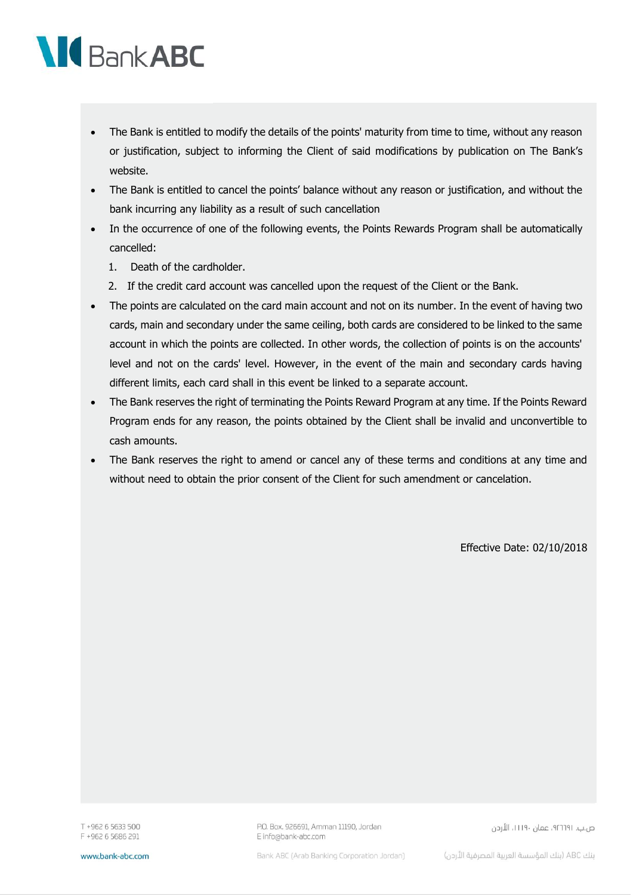- The Bank is entitled to modify the details of the points' maturity from time to time, without any reason or justification, subject to informing the Client of said modifications by publication on The Bank's website.
- The Bank is entitled to cancel the points' balance without any reason or justification, and without the bank incurring any liability as a result of such cancellation
- In the occurrence of one of the following events, the Points Rewards Program shall be automatically cancelled:
    1. Death of the cardholder.
    2. If the credit card account was cancelled upon the request of the Client or the Bank.
- The points are calculated on the card main account and not on its number. In the event of having two cards, main and secondary under the same ceiling, both cards are considered to be linked to the same account in which the points are collected. In other words, the collection of points is on the accounts' level and not on the cards' level. However, in the event of the main and secondary cards having different limits, each card shall in this event be linked to a separate account.
- The Bank reserves the right of terminating the Points Reward Program at any time. If the Points Reward Program ends for any reason, the points obtained by the Client shall be invalid and unconvertible to cash amounts.
- The Bank reserves the right to amend or cancel any of these terms and conditions at any time and without need to obtain the prior consent of the Client for such amendment or cancelation.

Effective Date: 02/10/2018